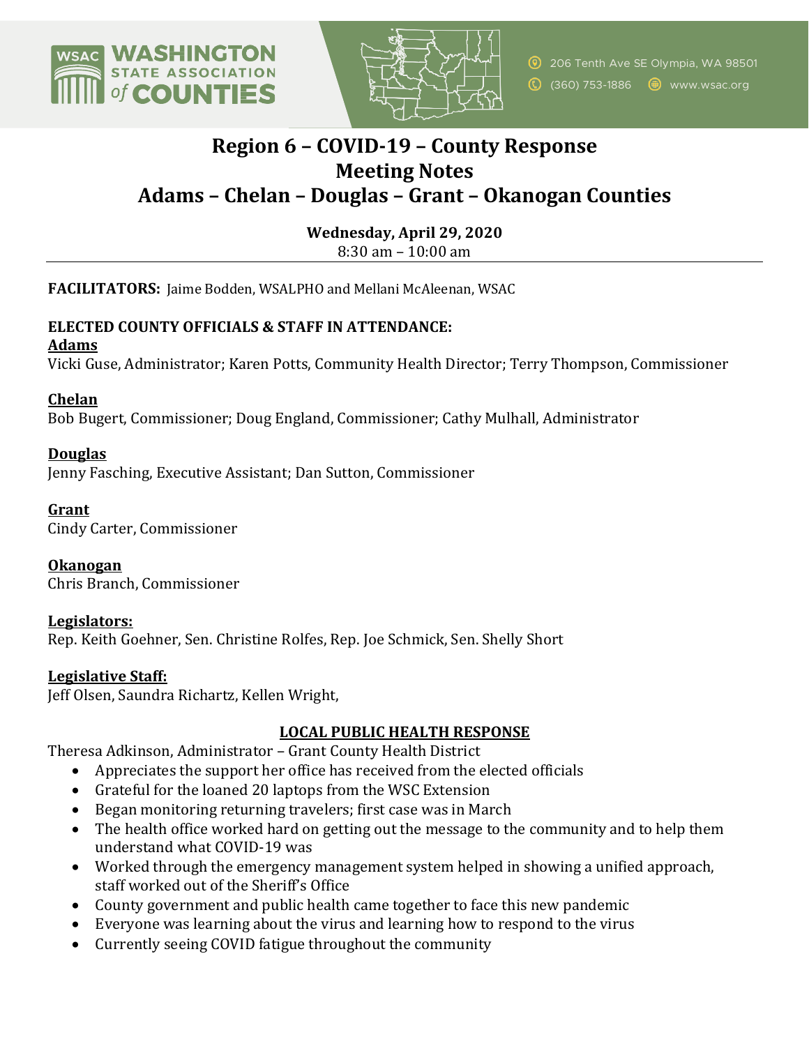WASHINGTON STATE ASSOCIATION of COUNTIES

206 Tenth Ave SE Olympia, WA 98501
(360) 753-1886 www.wsac.org

# Region 6 – COVID-19 – County Response
# Meeting Notes
# Adams – Chelan – Douglas – Grant – Okanogan Counties

**Wednesday, April 29, 2020**
8:30 am – 10:00 am

---

**FACILITATORS:** Jaime Bodden, WSALPHO and Mellani McAleenan, WSAC

**ELECTED COUNTY OFFICIALS & STAFF IN ATTENDANCE:**

**Adams**
Vicki Guse, Administrator; Karen Potts, Community Health Director; Terry Thompson, Commissioner

**Chelan**
Bob Bugert, Commissioner; Doug England, Commissioner; Cathy Mulhall, Administrator

**Douglas**
Jenny Fasching, Executive Assistant; Dan Sutton, Commissioner

**Grant**
Cindy Carter, Commissioner

**Okanogan**
Chris Branch, Commissioner

**Legislators:**
Rep. Keith Goehner, Sen. Christine Rolfes, Rep. Joe Schmick, Sen. Shelly Short

**Legislative Staff:**
Jeff Olsen, Saundra Richartz, Kellen Wright,

## LOCAL PUBLIC HEALTH RESPONSE

Theresa Adkinson, Administrator – Grant County Health District

- Appreciates the support her office has received from the elected officials
- Grateful for the loaned 20 laptops from the WSC Extension
- Began monitoring returning travelers; first case was in March
- The health office worked hard on getting out the message to the community and to help them understand what COVID-19 was
- Worked through the emergency management system helped in showing a unified approach, staff worked out of the Sheriff's Office
- County government and public health came together to face this new pandemic
- Everyone was learning about the virus and learning how to respond to the virus
- Currently seeing COVID fatigue throughout the community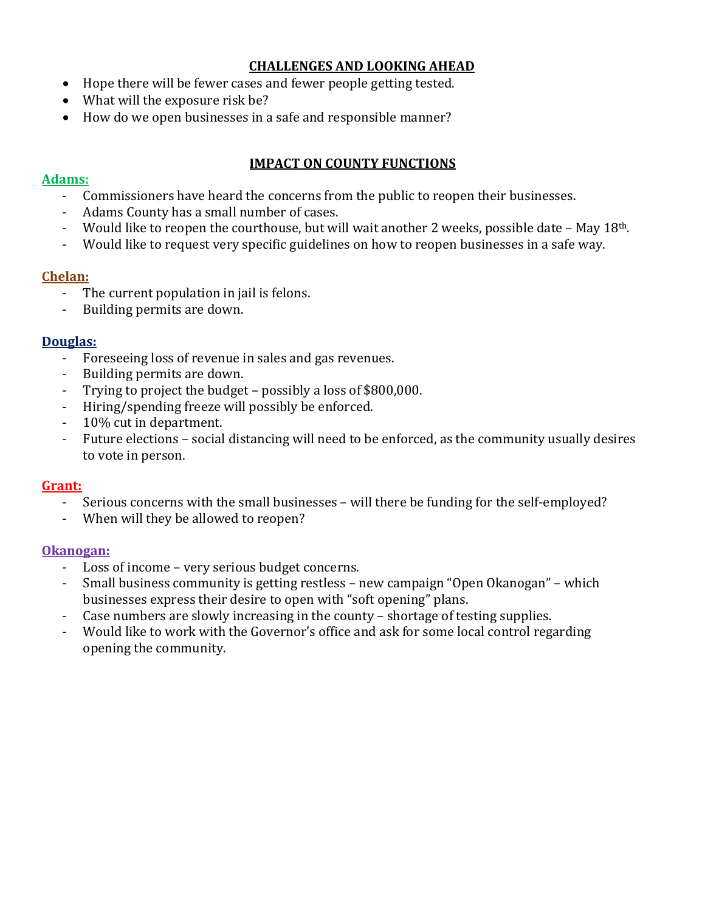## CHALLENGES AND LOOKING AHEAD

- Hope there will be fewer cases and fewer people getting tested.
- What will the exposure risk be?
- How do we open businesses in a safe and responsible manner?

## IMPACT ON COUNTY FUNCTIONS

**Adams:**

- Commissioners have heard the concerns from the public to reopen their businesses.
- Adams County has a small number of cases.
- Would like to reopen the courthouse, but will wait another 2 weeks, possible date – May 18th.
- Would like to request very specific guidelines on how to reopen businesses in a safe way.

**Chelan:**

- The current population in jail is felons.
- Building permits are down.

**Douglas:**

- Foreseeing loss of revenue in sales and gas revenues.
- Building permits are down.
- Trying to project the budget – possibly a loss of $800,000.
- Hiring/spending freeze will possibly be enforced.
- 10% cut in department.
- Future elections – social distancing will need to be enforced, as the community usually desires to vote in person.

**Grant:**

- Serious concerns with the small businesses – will there be funding for the self-employed?
- When will they be allowed to reopen?

**Okanogan:**

- Loss of income – very serious budget concerns.
- Small business community is getting restless – new campaign "Open Okanogan" – which businesses express their desire to open with "soft opening" plans.
- Case numbers are slowly increasing in the county – shortage of testing supplies.
- Would like to work with the Governor's office and ask for some local control regarding opening the community.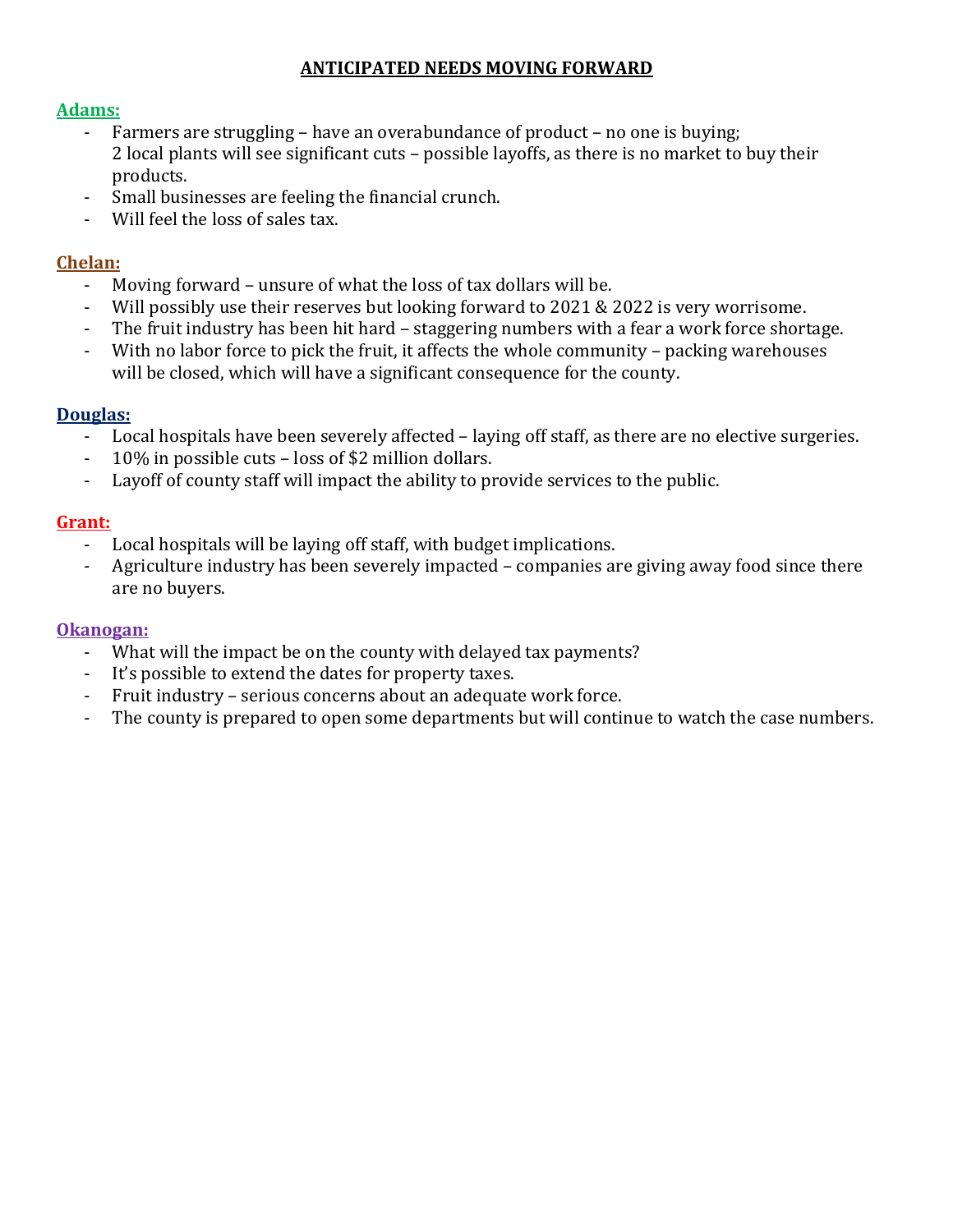## ANTICIPATED NEEDS MOVING FORWARD

**Adams:**

- Farmers are struggling – have an overabundance of product – no one is buying;
  2 local plants will see significant cuts – possible layoffs, as there is no market to buy their products.
- Small businesses are feeling the financial crunch.
- Will feel the loss of sales tax.

**Chelan:**

- Moving forward – unsure of what the loss of tax dollars will be.
- Will possibly use their reserves but looking forward to 2021 & 2022 is very worrisome.
- The fruit industry has been hit hard – staggering numbers with a fear a work force shortage.
- With no labor force to pick the fruit, it affects the whole community – packing warehouses will be closed, which will have a significant consequence for the county.

**Douglas:**

- Local hospitals have been severely affected – laying off staff, as there are no elective surgeries.
- 10% in possible cuts – loss of $2 million dollars.
- Layoff of county staff will impact the ability to provide services to the public.

**Grant:**

- Local hospitals will be laying off staff, with budget implications.
- Agriculture industry has been severely impacted – companies are giving away food since there are no buyers.

**Okanogan:**

- What will the impact be on the county with delayed tax payments?
- It's possible to extend the dates for property taxes.
- Fruit industry – serious concerns about an adequate work force.
- The county is prepared to open some departments but will continue to watch the case numbers.